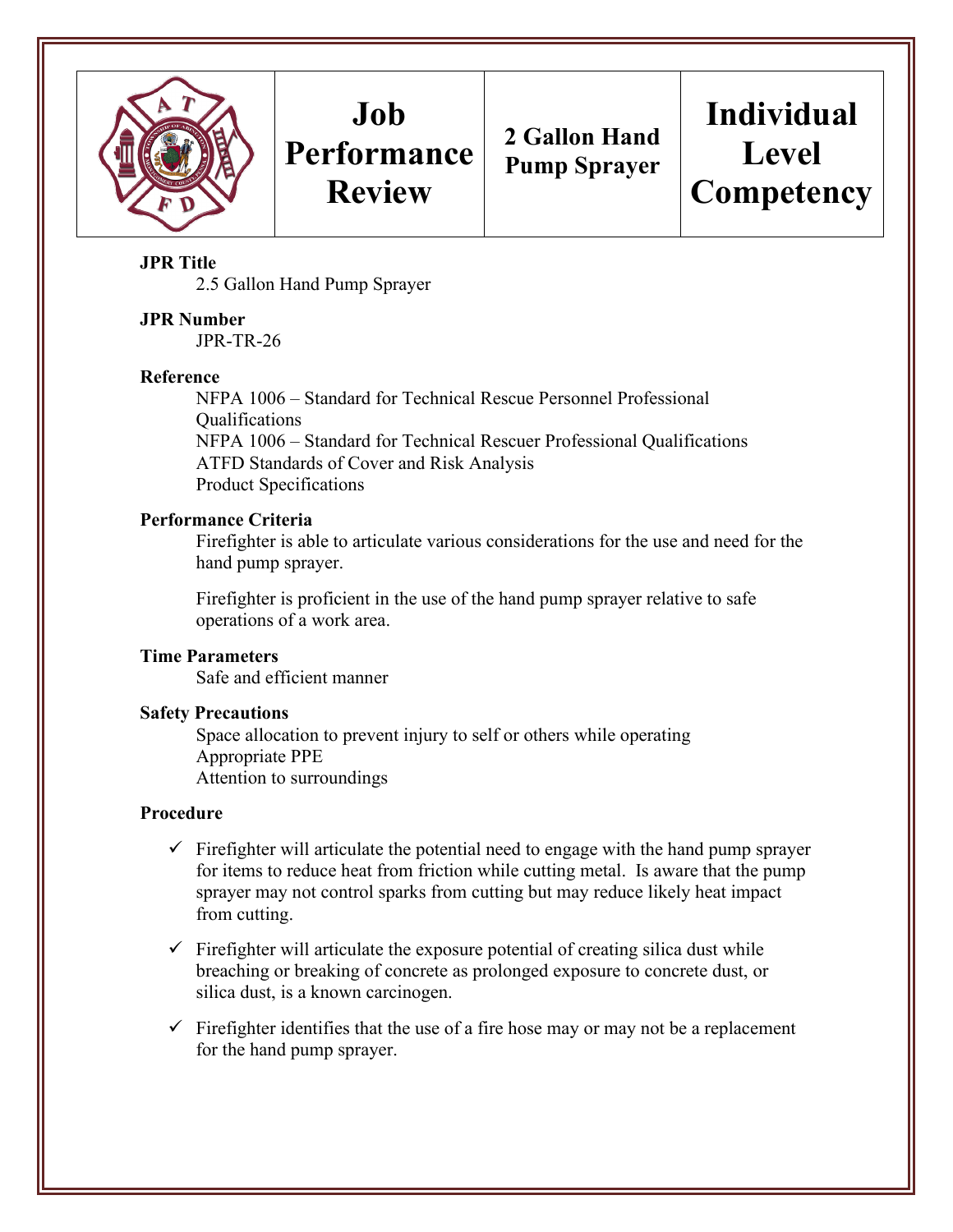| | Job Performance Review | 2 Gallon Hand Pump Sprayer | Individual Level Competency |
|---|---|---|---|

**JPR Title**

2.5 Gallon Hand Pump Sprayer

**JPR Number**

JPR-TR-26

**Reference**

NFPA 1006 – Standard for Technical Rescue Personnel Professional Qualifications
NFPA 1006 – Standard for Technical Rescuer Professional Qualifications
ATFD Standards of Cover and Risk Analysis
Product Specifications

**Performance Criteria**

Firefighter is able to articulate various considerations for the use and need for the hand pump sprayer.

Firefighter is proficient in the use of the hand pump sprayer relative to safe operations of a work area.

**Time Parameters**

Safe and efficient manner

**Safety Precautions**

Space allocation to prevent injury to self or others while operating
Appropriate PPE
Attention to surroundings

**Procedure**

- ✓ Firefighter will articulate the potential need to engage with the hand pump sprayer for items to reduce heat from friction while cutting metal. Is aware that the pump sprayer may not control sparks from cutting but may reduce likely heat impact from cutting.
- ✓ Firefighter will articulate the exposure potential of creating silica dust while breaching or breaking of concrete as prolonged exposure to concrete dust, or silica dust, is a known carcinogen.
- ✓ Firefighter identifies that the use of a fire hose may or may not be a replacement for the hand pump sprayer.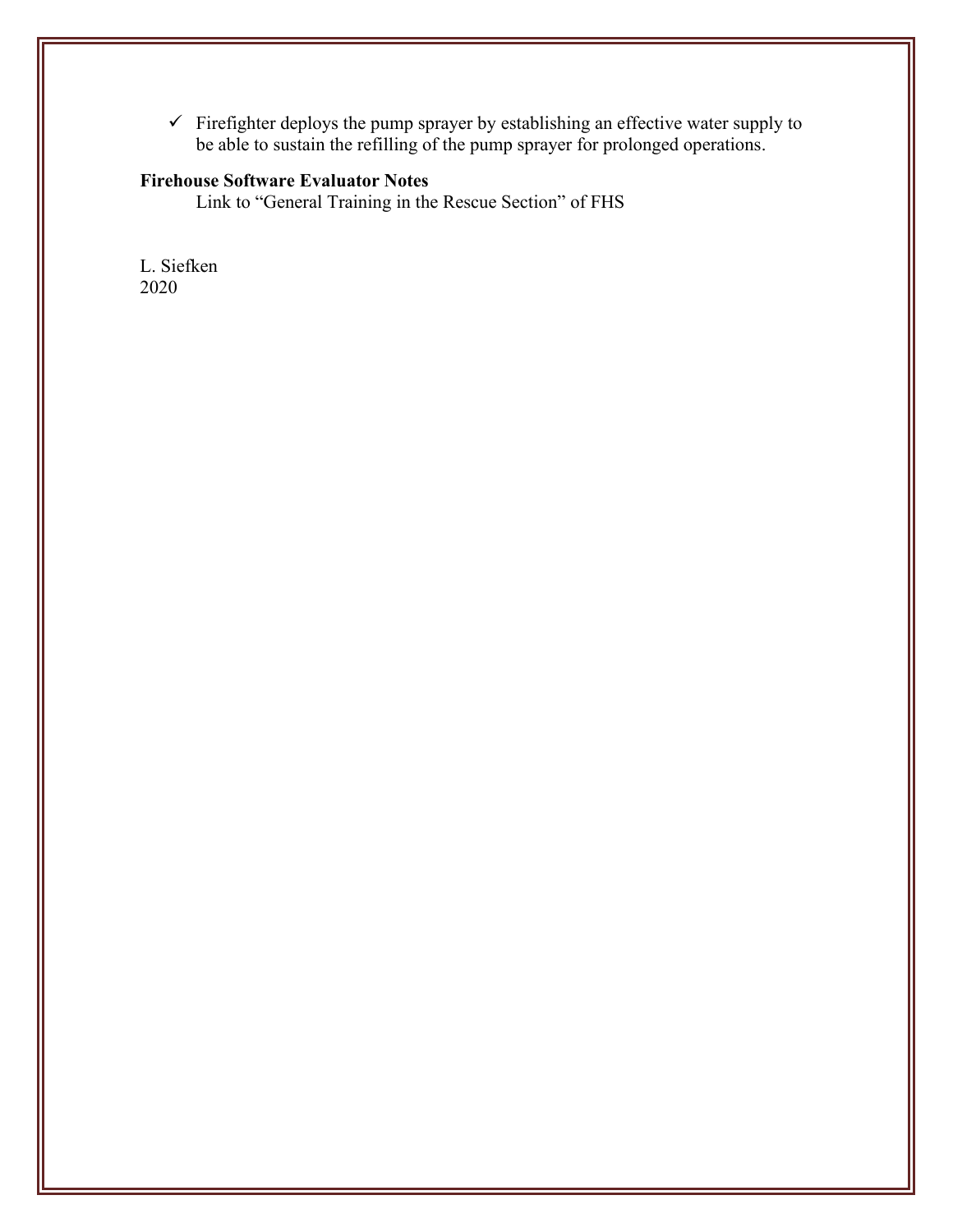- ✓ Firefighter deploys the pump sprayer by establishing an effective water supply to be able to sustain the refilling of the pump sprayer for prolonged operations.

**Firehouse Software Evaluator Notes**

Link to "General Training in the Rescue Section" of FHS

L. Siefken
2020